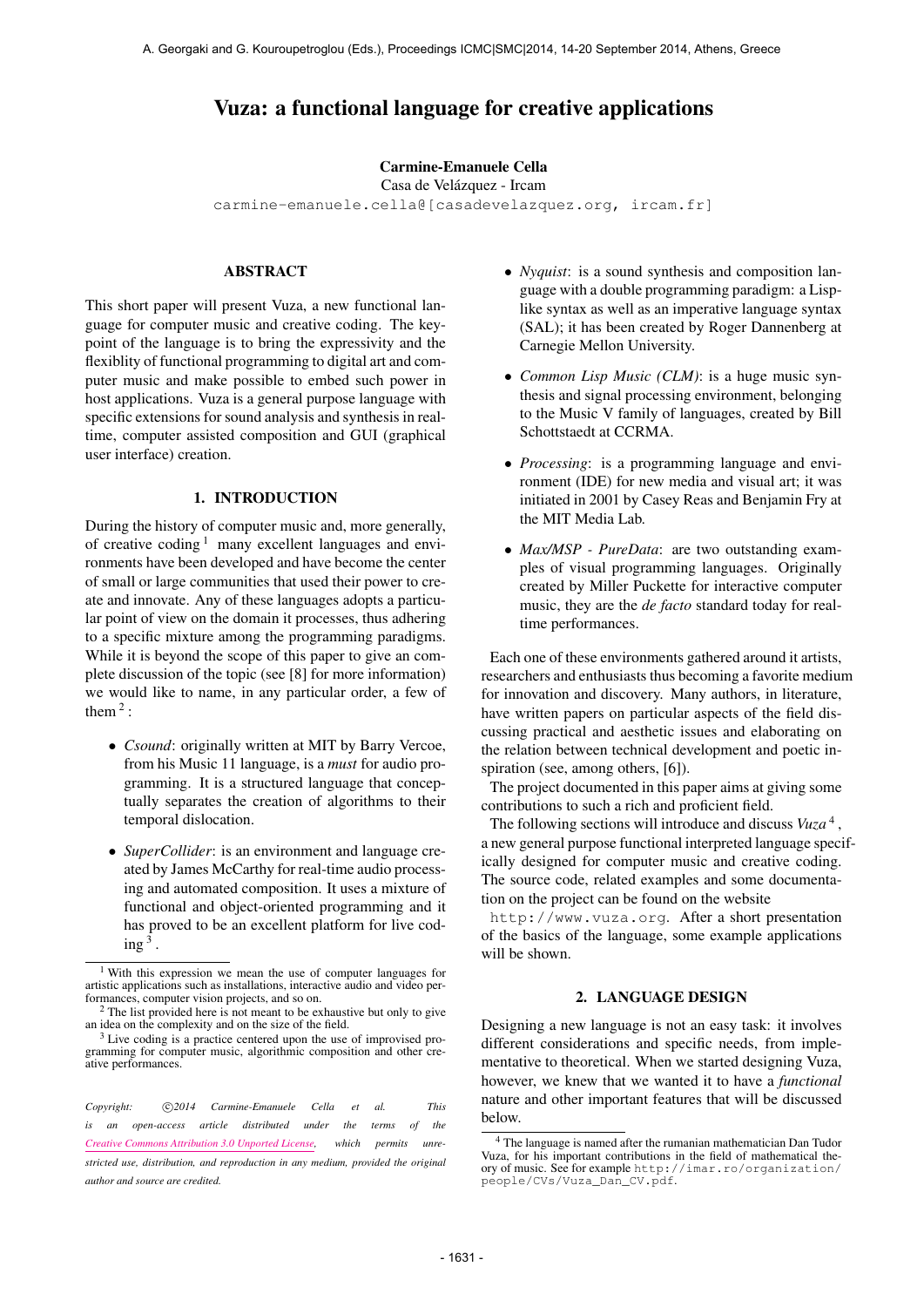# Vuza: a functional language for creative applications

**Carmine-Emanuele Cella**
Casa de Velázquez - Ircam
carmine-emanuele.cella@[casadevelazquez.org, ircam.fr]

## ABSTRACT

This short paper will present Vuza, a new functional language for computer music and creative coding. The keypoint of the language is to bring the expressivity and the flexiblity of functional programming to digital art and computer music and make possible to embed such power in host applications. Vuza is a general purpose language with specific extensions for sound analysis and synthesis in realtime, computer assisted composition and GUI (graphical user interface) creation.

## 1. INTRODUCTION

During the history of computer music and, more generally, of creative coding [1] many excellent languages and environments have been developed and have become the center of small or large communities that used their power to create and innovate. Any of these languages adopts a particular point of view on the domain it processes, thus adhering to a specific mixture among the programming paradigms. While it is beyond the scope of this paper to give an complete discussion of the topic (see [8] for more information) we would like to name, in any particular order, a few of them [2]:

- *Csound*: originally written at MIT by Barry Vercoe, from his Music 11 language, is a *must* for audio programming. It is a structured language that conceptually separates the creation of algorithms to their temporal dislocation.
- *SuperCollider*: is an environment and language created by James McCarthy for real-time audio processing and automated composition. It uses a mixture of functional and object-oriented programming and it has proved to be an excellent platform for live coding [3].
- *Nyquist*: is a sound synthesis and composition language with a double programming paradigm: a Lisp-like syntax as well as an imperative language syntax (SAL); it has been created by Roger Dannenberg at Carnegie Mellon University.
- *Common Lisp Music (CLM)*: is a huge music synthesis and signal processing environment, belonging to the Music V family of languages, created by Bill Schottstaedt at CCRMA.
- *Processing*: is a programming language and environment (IDE) for new media and visual art; it was initiated in 2001 by Casey Reas and Benjamin Fry at the MIT Media Lab.
- *Max/MSP - PureData*: are two outstanding examples of visual programming languages. Originally created by Miller Puckette for interactive computer music, they are the *de facto* standard today for realtime performances.

Each one of these environments gathered around it artists, researchers and enthusiasts thus becoming a favorite medium for innovation and discovery. Many authors, in literature, have written papers on particular aspects of the field discussing practical and aesthetic issues and elaborating on the relation between technical development and poetic inspiration (see, among others, [6]).

The project documented in this paper aims at giving some contributions to such a rich and proficient field.

The following sections will introduce and discuss *Vuza* [4], a new general purpose functional interpreted language specifically designed for computer music and creative coding. The source code, related examples and some documentation on the project can be found on the website http://www.vuza.org. After a short presentation of the basics of the language, some example applications will be shown.

## 2. LANGUAGE DESIGN

Designing a new language is not an easy task: it involves different considerations and specific needs, from implementative to theoretical. When we started designing Vuza, however, we knew that we wanted it to have a *functional* nature and other important features that will be discussed below.

---

[1] With this expression we mean the use of computer languages for artistic applications such as installations, interactive audio and video performances, computer vision projects, and so on.

[2] The list provided here is not meant to be exhaustive but only to give an idea on the complexity and on the size of the field.

[3] Live coding is a practice centered upon the use of improvised programming for computer music, algorithmic composition and other creative performances.

[4] The language is named after the rumanian mathematician Dan Tudor Vuza, for his important contributions in the field of mathematical theory of music. See for example http://imar.ro/organization/people/CVs/Vuza_Dan_CV.pdf.

*Copyright: ©2014 Carmine-Emanuele Cella et al. This is an open-access article distributed under the terms of the Creative Commons Attribution 3.0 Unported License, which permits unrestricted use, distribution, and reproduction in any medium, provided the original author and source are credited.*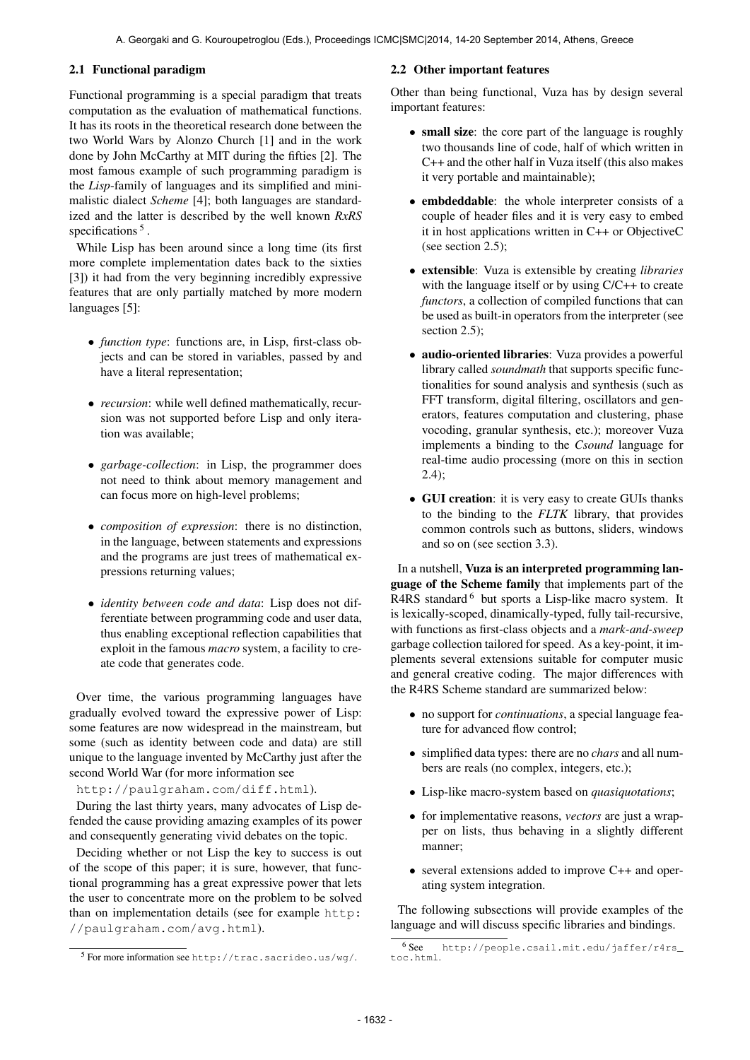### 2.1 Functional paradigm

Functional programming is a special paradigm that treats computation as the evaluation of mathematical functions. It has its roots in the theoretical research done between the two World Wars by Alonzo Church [1] and in the work done by John McCarthy at MIT during the fifties [2]. The most famous example of such programming paradigm is the *Lisp*-family of languages and its simplified and minimalistic dialect *Scheme* [4]; both languages are standardized and the latter is described by the well known *RxRS* specifications [5].

While Lisp has been around since a long time (its first more complete implementation dates back to the sixties [3]) it had from the very beginning incredibly expressive features that are only partially matched by more modern languages [5]:

- *function type*: functions are, in Lisp, first-class objects and can be stored in variables, passed by and have a literal representation;
- *recursion*: while well defined mathematically, recursion was not supported before Lisp and only iteration was available;
- *garbage-collection*: in Lisp, the programmer does not need to think about memory management and can focus more on high-level problems;
- *composition of expression*: there is no distinction, in the language, between statements and expressions and the programs are just trees of mathematical expressions returning values;
- *identity between code and data*: Lisp does not differentiate between programming code and user data, thus enabling exceptional reflection capabilities that exploit in the famous *macro* system, a facility to create code that generates code.

Over time, the various programming languages have gradually evolved toward the expressive power of Lisp: some features are now widespread in the mainstream, but some (such as identity between code and data) are still unique to the language invented by McCarthy just after the second World War (for more information see http://paulgraham.com/diff.html).

During the last thirty years, many advocates of Lisp defended the cause providing amazing examples of its power and consequently generating vivid debates on the topic.

Deciding whether or not Lisp the key to success is out of the scope of this paper; it is sure, however, that functional programming has a great expressive power that lets the user to concentrate more on the problem to be solved than on implementation details (see for example http://paulgraham.com/avg.html).

[5] For more information see http://trac.sacrideo.us/wg/.

### 2.2 Other important features

Other than being functional, Vuza has by design several important features:

- **small size**: the core part of the language is roughly two thousands line of code, half of which written in C++ and the other half in Vuza itself (this also makes it very portable and maintainable);
- **embdeddable**: the whole interpreter consists of a couple of header files and it is very easy to embed it in host applications written in C++ or ObjectiveC (see section 2.5);
- **extensible**: Vuza is extensible by creating *libraries* with the language itself or by using C/C++ to create *functors*, a collection of compiled functions that can be used as built-in operators from the interpreter (see section 2.5);
- **audio-oriented libraries**: Vuza provides a powerful library called *soundmath* that supports specific functionalities for sound analysis and synthesis (such as FFT transform, digital filtering, oscillators and generators, features computation and clustering, phase vocoding, granular synthesis, etc.); moreover Vuza implements a binding to the *Csound* language for real-time audio processing (more on this in section 2.4);
- **GUI creation**: it is very easy to create GUIs thanks to the binding to the *FLTK* library, that provides common controls such as buttons, sliders, windows and so on (see section 3.3).

In a nutshell, **Vuza is an interpreted programming language of the Scheme family** that implements part of the R4RS standard [6] but sports a Lisp-like macro system. It is lexically-scoped, dinamically-typed, fully tail-recursive, with functions as first-class objects and a *mark-and-sweep* garbage collection tailored for speed. As a key-point, it implements several extensions suitable for computer music and general creative coding. The major differences with the R4RS Scheme standard are summarized below:

- no support for *continuations*, a special language feature for advanced flow control;
- simplified data types: there are no *chars* and all numbers are reals (no complex, integers, etc.);
- Lisp-like macro-system based on *quasiquotations*;
- for implementative reasons, *vectors* are just a wrapper on lists, thus behaving in a slightly different manner;
- several extensions added to improve C++ and operating system integration.

The following subsections will provide examples of the language and will discuss specific libraries and bindings.

[6] See http://people.csail.mit.edu/jaffer/r4rs_toc.html.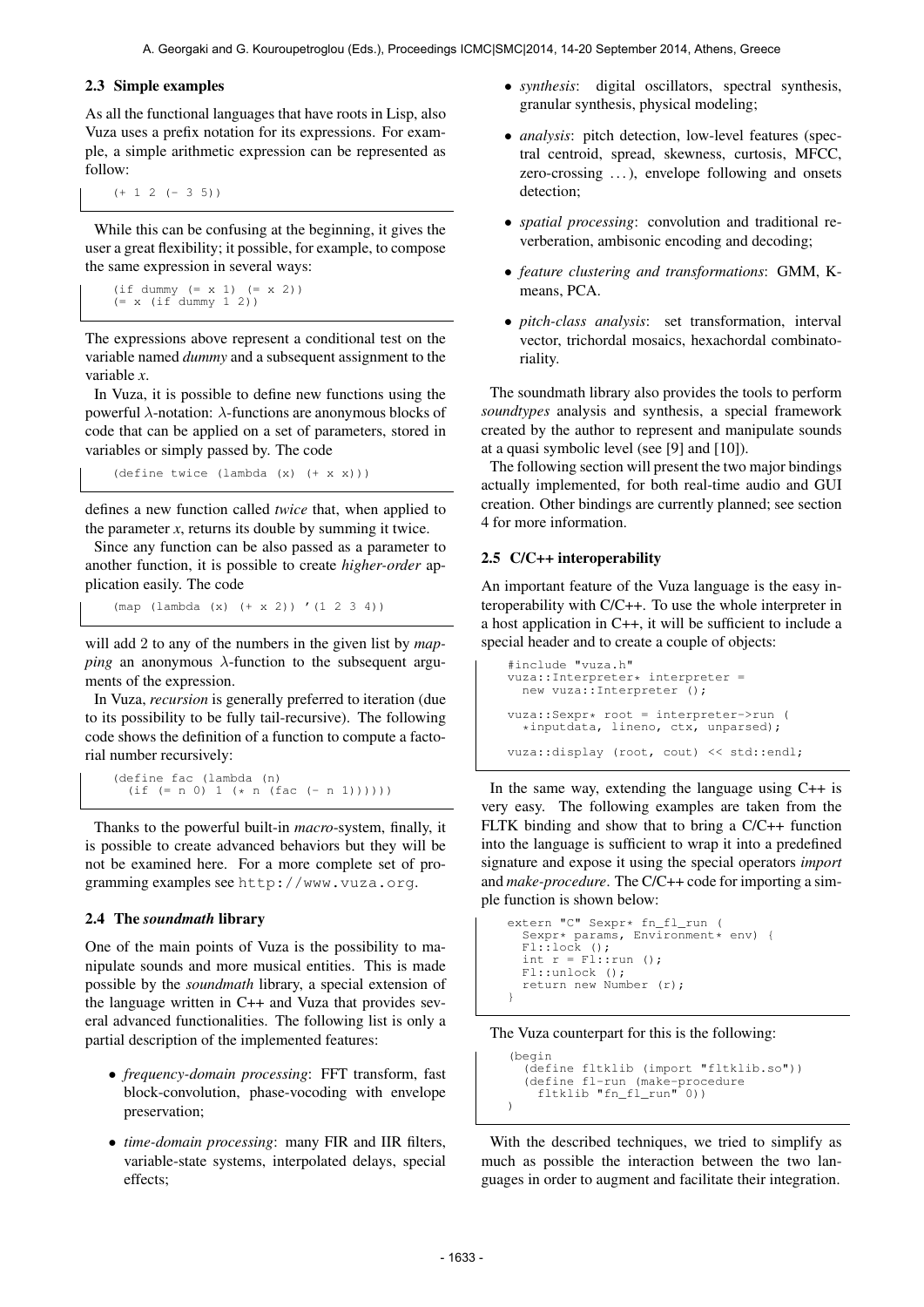### 2.3 Simple examples

As all the functional languages that have roots in Lisp, also Vuza uses a prefix notation for its expressions. For example, a simple arithmetic expression can be represented as follow:

```
(+ 1 2 (- 3 5))
```

While this can be confusing at the beginning, it gives the user a great flexibility; it possible, for example, to compose the same expression in several ways:

```
(if dummy (= x 1) (= x 2))
(= x (if dummy 1 2))
```

The expressions above represent a conditional test on the variable named *dummy* and a subsequent assignment to the variable *x*.

In Vuza, it is possible to define new functions using the powerful $\lambda$-notation: $\lambda$-functions are anonymous blocks of code that can be applied on a set of parameters, stored in variables or simply passed by. The code

```
(define twice (lambda (x) (+ x x)))
```

defines a new function called *twice* that, when applied to the parameter *x*, returns its double by summing it twice.

Since any function can be also passed as a parameter to another function, it is possible to create *higher-order* application easily. The code

```
(map (lambda (x) (+ x 2)) '(1 2 3 4))
```

will add 2 to any of the numbers in the given list by *mapping* an anonymous $\lambda$-function to the subsequent arguments of the expression.

In Vuza, *recursion* is generally preferred to iteration (due to its possibility to be fully tail-recursive). The following code shows the definition of a function to compute a factorial number recursively:

```
(define fac (lambda (n)
  (if (= n 0) 1 (* n (fac (- n 1))))))
```

Thanks to the powerful built-in *macro*-system, finally, it is possible to create advanced behaviors but they will be not be examined here. For a more complete set of programming examples see `http://www.vuza.org`.

### 2.4 The *soundmath* library

One of the main points of Vuza is the possibility to manipulate sounds and more musical entities. This is made possible by the *soundmath* library, a special extension of the language written in C++ and Vuza that provides several advanced functionalities. The following list is only a partial description of the implemented features:

- *frequency-domain processing*: FFT transform, fast block-convolution, phase-vocoding with envelope preservation;
- *time-domain processing*: many FIR and IIR filters, variable-state systems, interpolated delays, special effects;
- *synthesis*: digital oscillators, spectral synthesis, granular synthesis, physical modeling;
- *analysis*: pitch detection, low-level features (spectral centroid, spread, skewness, curtosis, MFCC, zero-crossing ...), envelope following and onsets detection;
- *spatial processing*: convolution and traditional reverberation, ambisonic encoding and decoding;
- *feature clustering and transformations*: GMM, K-means, PCA.
- *pitch-class analysis*: set transformation, interval vector, trichordal mosaics, hexachordal combinatoriality.

The soundmath library also provides the tools to perform *soundtypes* analysis and synthesis, a special framework created by the author to represent and manipulate sounds at a quasi symbolic level (see [9] and [10]).

The following section will present the two major bindings actually implemented, for both real-time audio and GUI creation. Other bindings are currently planned; see section 4 for more information.

### 2.5 C/C++ interoperability

An important feature of the Vuza language is the easy interoperability with C/C++. To use the whole interpreter in a host application in C++, it will be sufficient to include a special header and to create a couple of objects:

```
#include "vuza.h"
vuza::Interpreter* interpreter =
  new vuza::Interpreter ();

vuza::Sexpr* root = interpreter->run (
  *inputdata, lineno, ctx, unparsed);

vuza::display (root, cout) << std::endl;
```

In the same way, extending the language using C++ is very easy. The following examples are taken from the FLTK binding and show that to bring a C/C++ function into the language is sufficient to wrap it into a predefined signature and expose it using the special operators *import* and *make-procedure*. The C/C++ code for importing a simple function is shown below:

```
extern "C" Sexpr* fn_fl_run (
  Sexpr* params, Environment* env) {
  Fl::lock ();
  int r = Fl::run ();
  Fl::unlock ();
  return new Number (r);
}
```

The Vuza counterpart for this is the following:

```
(begin
  (define fltklib (import "fltklib.so"))
  (define fl-run (make-procedure
    fltklib "fn_fl_run" 0))
)
```

With the described techniques, we tried to simplify as much as possible the interaction between the two languages in order to augment and facilitate their integration.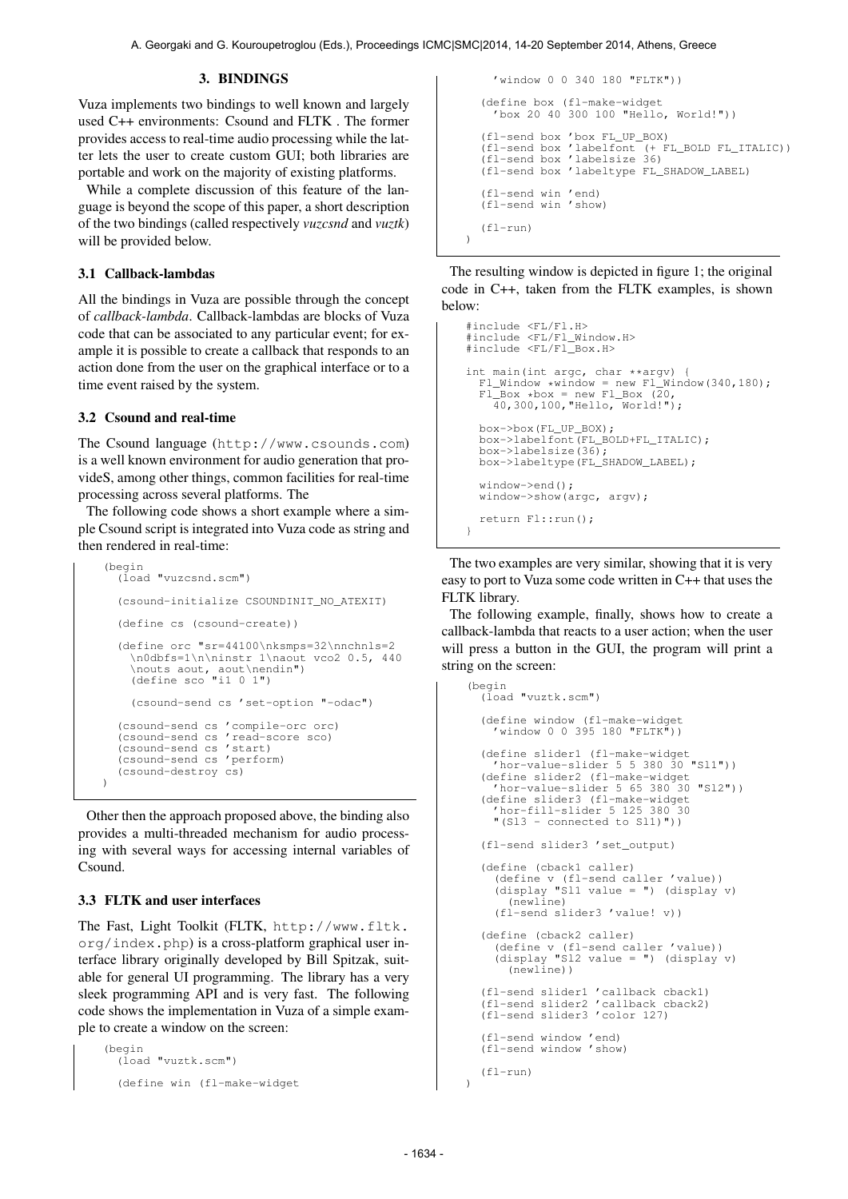## 3. BINDINGS

Vuza implements two bindings to well known and largely used C++ environments: Csound and FLTK . The former provides access to real-time audio processing while the latter lets the user to create custom GUI; both libraries are portable and work on the majority of existing platforms.

While a complete discussion of this feature of the language is beyond the scope of this paper, a short description of the two bindings (called respectively *vuzcsnd* and *vuztk*) will be provided below.

### 3.1 Callback-lambdas

All the bindings in Vuza are possible through the concept of *callback-lambda*. Callback-lambdas are blocks of Vuza code that can be associated to any particular event; for example it is possible to create a callback that responds to an action done from the user on the graphical interface or to a time event raised by the system.

### 3.2 Csound and real-time

The Csound language (http://www.csounds.com) is a well known environment for audio generation that provideS, among other things, common facilities for real-time processing across several platforms. The

The following code shows a short example where a simple Csound script is integrated into Vuza code as string and then rendered in real-time:

```
(begin
  (load "vuzcsnd.scm")

  (csound-initialize CSOUNDINIT_NO_ATEXIT)

  (define cs (csound-create))

  (define orc "sr=44100\nksmps=32\nnchnls=2
    \n0dbfs=1\n\ninstr 1\naout vco2 0.5, 440
    \nouts aout, aout\nendin")
    (define sco "i1 0 1")

    (csound-send cs 'set-option "-odac")

  (csound-send cs 'compile-orc orc)
  (csound-send cs 'read-score sco)
  (csound-send cs 'start)
  (csound-send cs 'perform)
  (csound-destroy cs)
)
```

Other then the approach proposed above, the binding also provides a multi-threaded mechanism for audio processing with several ways for accessing internal variables of Csound.

### 3.3 FLTK and user interfaces

The Fast, Light Toolkit (FLTK, http://www.fltk.org/index.php) is a cross-platform graphical user interface library originally developed by Bill Spitzak, suitable for general UI programming. The library has a very sleek programming API and is very fast. The following code shows the implementation in Vuza of a simple example to create a window on the screen:

```
(begin
  (load "vuztk.scm")

  (define win (fl-make-widget
    'window 0 0 340 180 "FLTK"))

  (define box (fl-make-widget
    'box 20 40 300 100 "Hello, World!"))

  (fl-send box 'box FL_UP_BOX)
  (fl-send box 'labelfont (+ FL_BOLD FL_ITALIC))
  (fl-send box 'labelsize 36)
  (fl-send box 'labeltype FL_SHADOW_LABEL)

  (fl-send win 'end)
  (fl-send win 'show)

  (fl-run)
)
```

The resulting window is depicted in figure 1; the original code in C++, taken from the FLTK examples, is shown below:

```
#include <FL/Fl.H>
#include <FL/Fl_Window.H>
#include <FL/Fl_Box.H>

int main(int argc, char **argv) {
  Fl_Window *window = new Fl_Window(340,180);
  Fl_Box *box = new Fl_Box (20,
    40,300,100,"Hello, World!");

  box->box(FL_UP_BOX);
  box->labelfont(FL_BOLD+FL_ITALIC);
  box->labelsize(36);
  box->labeltype(FL_SHADOW_LABEL);

  window->end();
  window->show(argc, argv);

  return Fl::run();
}
```

The two examples are very similar, showing that it is very easy to port to Vuza some code written in C++ that uses the FLTK library.

The following example, finally, shows how to create a callback-lambda that reacts to a user action; when the user will press a button in the GUI, the program will print a string on the screen:

```
(begin
  (load "vuztk.scm")

  (define window (fl-make-widget
    'window 0 0 395 180 "FLTK"))

  (define slider1 (fl-make-widget
    'hor-value-slider 5 5 380 30 "Sl1"))
  (define slider2 (fl-make-widget
    'hor-value-slider 5 65 380 30 "Sl2"))
  (define slider3 (fl-make-widget
    'hor-fill-slider 5 125 380 30
    "(Sl3 - connected to Sl1)"))

  (fl-send slider3 'set_output)

  (define (cback1 caller)
    (define v (fl-send caller 'value))
    (display "Sl1 value = ") (display v)
      (newline)
    (fl-send slider3 'value! v))

  (define (cback2 caller)
    (define v (fl-send caller 'value))
    (display "Sl2 value = ") (display v)
      (newline))

  (fl-send slider1 'callback cback1)
  (fl-send slider2 'callback cback2)
  (fl-send slider3 'color 127)

  (fl-send window 'end)
  (fl-send window 'show)

  (fl-run)
)
```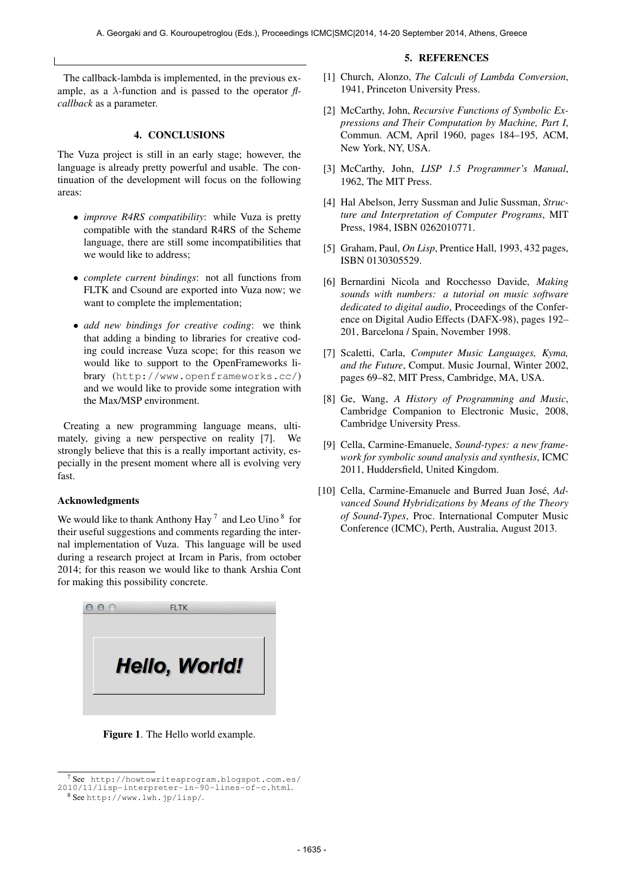The callback-lambda is implemented, in the previous example, as a $\lambda$-function and is passed to the operator *fl-callback* as a parameter.

## 4. CONCLUSIONS

The Vuza project is still in an early stage; however, the language is already pretty powerful and usable. The continuation of the development will focus on the following areas:

- *improve R4RS compatibility*: while Vuza is pretty compatible with the standard R4RS of the Scheme language, there are still some incompatibilities that we would like to address;
- *complete current bindings*: not all functions from FLTK and Csound are exported into Vuza now; we want to complete the implementation;
- *add new bindings for creative coding*: we think that adding a binding to libraries for creative coding could increase Vuza scope; for this reason we would like to support to the OpenFrameworks library (`http://www.openframeworks.cc/`) and we would like to provide some integration with the Max/MSP environment.

Creating a new programming language means, ultimately, giving a new perspective on reality [7]. We strongly believe that this is a really important activity, especially in the present moment where all is evolving very fast.

### Acknowledgments

We would like to thank Anthony Hay [7] and Leo Uino [8] for their useful suggestions and comments regarding the internal implementation of Vuza. This language will be used during a research project at Ircam in Paris, from october 2014; for this reason we would like to thank Arshia Cont for making this possibility concrete.

**Figure 1**. The Hello world example.

[7] See `http://howtowriteaprogram.blogspot.com.es/2010/11/lisp-interpreter-in-90-lines-of-c.html`.

[8] See `http://www.lwh.jp/lisp/`.

## 5. REFERENCES

[1] Church, Alonzo, *The Calculi of Lambda Conversion*, 1941, Princeton University Press.

[2] McCarthy, John, *Recursive Functions of Symbolic Expressions and Their Computation by Machine, Part I*, Commun. ACM, April 1960, pages 184–195, ACM, New York, NY, USA.

[3] McCarthy, John, *LISP 1.5 Programmer's Manual*, 1962, The MIT Press.

[4] Hal Abelson, Jerry Sussman and Julie Sussman, *Structure and Interpretation of Computer Programs*, MIT Press, 1984, ISBN 0262010771.

[5] Graham, Paul, *On Lisp*, Prentice Hall, 1993, 432 pages, ISBN 0130305529.

[6] Bernardini Nicola and Rocchesso Davide, *Making sounds with numbers: a tutorial on music software dedicated to digital audio*, Proceedings of the Conference on Digital Audio Effects (DAFX-98), pages 192–201, Barcelona / Spain, November 1998.

[7] Scaletti, Carla, *Computer Music Languages, Kyma, and the Future*, Comput. Music Journal, Winter 2002, pages 69–82, MIT Press, Cambridge, MA, USA.

[8] Ge, Wang, *A History of Programming and Music*, Cambridge Companion to Electronic Music, 2008, Cambridge University Press.

[9] Cella, Carmine-Emanuele, *Sound-types: a new framework for symbolic sound analysis and synthesis*, ICMC 2011, Huddersfield, United Kingdom.

[10] Cella, Carmine-Emanuele and Burred Juan José, *Advanced Sound Hybridizations by Means of the Theory of Sound-Types*, Proc. International Computer Music Conference (ICMC), Perth, Australia, August 2013.